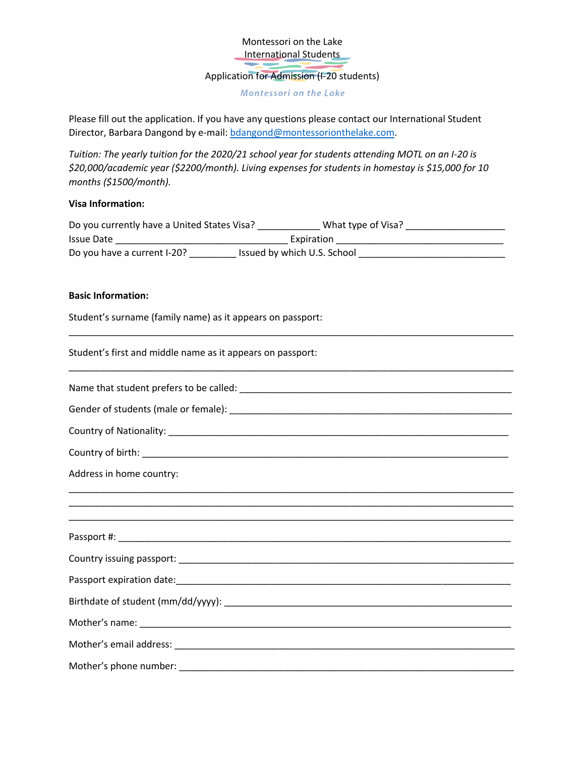Montessori on the Lake
International Students
Application for Admission (I-20 students)

Montessori on the Lake

Please fill out the application. If you have any questions please contact our International Student Director, Barbara Dangond by e-mail: bdangond@montessorionthelake.com.

*Tuition: The yearly tuition for the 2020/21 school year for students attending MOTL on an I-20 is $20,000/academic year ($2200/month). Living expenses for students in homestay is $15,000 for 10 months ($1500/month).*

**Visa Information:**

Do you currently have a United States Visa? ____________ What type of Visa? ___________________
Issue Date __________________________________ Expiration _________________________________
Do you have a current I-20? _________ Issued by which U.S. School _____________________________

**Basic Information:**

Student's surname (family name) as it appears on passport:

_____________________________________________________________________________________

Student's first and middle name as it appears on passport:

_____________________________________________________________________________________

Name that student prefers to be called: _______________________________________________________

Gender of students (male or female): _________________________________________________________

Country of Nationality: ____________________________________________________________________

Country of birth: _________________________________________________________________________

Address in home country:

_____________________________________________________________________________________
_____________________________________________________________________________________
_____________________________________________________________________________________

Passport #: _____________________________________________________________________________

Country issuing passport: __________________________________________________________________

Passport expiration date:___________________________________________________________________

Birthdate of student (mm/dd/yyyy): __________________________________________________________

Mother's name: __________________________________________________________________________

Mother's email address: ___________________________________________________________________

Mother's phone number: ___________________________________________________________________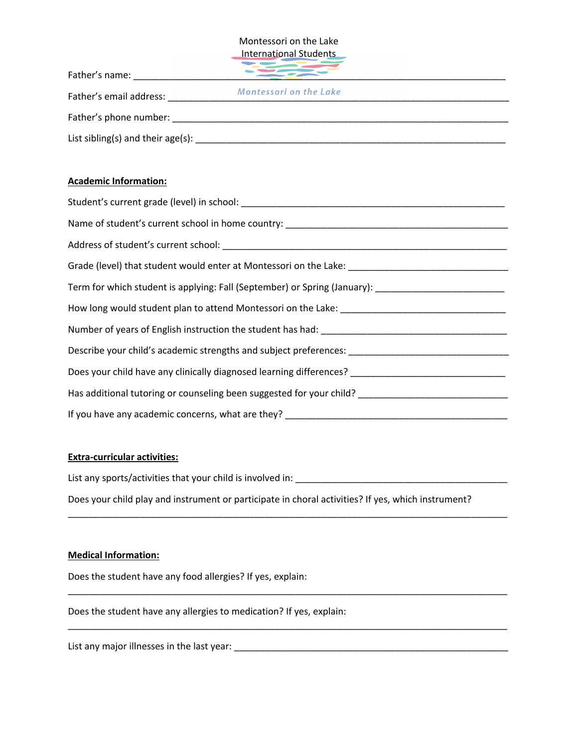Montessori on the Lake
International Students

Father's name: ______________________________________________________________________

Father's email address: _______________________________________________________________

Father's phone number: _______________________________________________________________

List sibling(s) and their age(s): ________________________________________________________

**Academic Information:**

Student's current grade (level) in school: ____________________________________________

Name of student's current school in home country: _____________________________________

Address of student's current school: _________________________________________________

Grade (level) that student would enter at Montessori on the Lake: _________________________

Term for which student is applying: Fall (September) or Spring (January): __________________

How long would student plan to attend Montessori on the Lake: ___________________________

Number of years of English instruction the student has had: ______________________________

Describe your child's academic strengths and subject preferences: _________________________

Does your child have any clinically diagnosed learning differences? ________________________

Has additional tutoring or counseling been suggested for your child? _______________________

If you have any academic concerns, what are they? _____________________________________

**Extra-curricular activities:**

List any sports/activities that your child is involved in: ____________________________________

Does your child play and instrument or participate in choral activities? If yes, which instrument?

______________________________________________________________________________

**Medical Information:**

Does the student have any food allergies? If yes, explain:

______________________________________________________________________________

Does the student have any allergies to medication? If yes, explain:

______________________________________________________________________________

List any major illnesses in the last year: ______________________________________________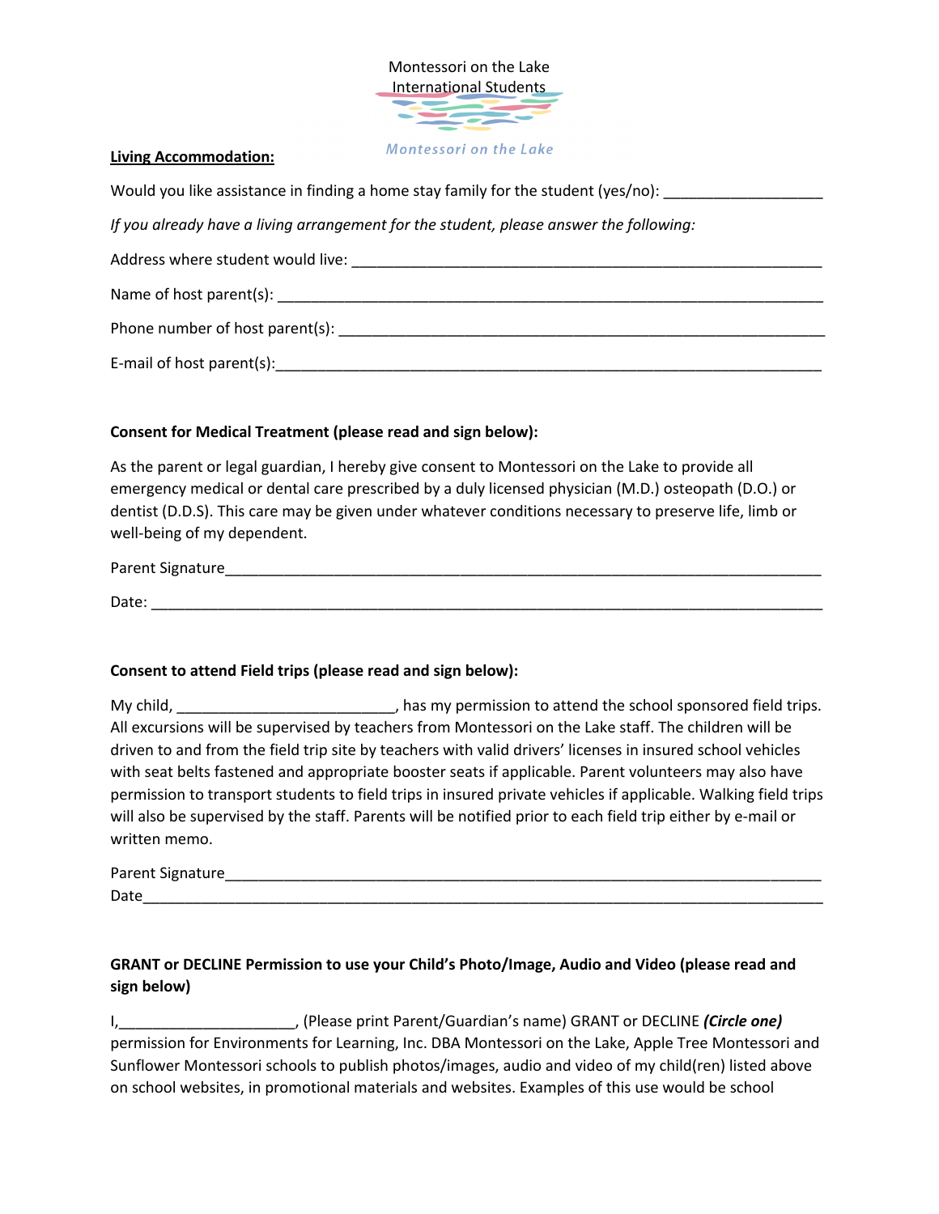Montessori on the Lake
International Students

Montessori on the Lake

**Living Accommodation:**

Would you like assistance in finding a home stay family for the student (yes/no): ___________________

*If you already have a living arrangement for the student, please answer the following:*

Address where student would live: ___________________________________________________________

Name of host parent(s): _____________________________________________________________________

Phone number of host parent(s): ______________________________________________________________

E-mail of host parent(s):_____________________________________________________________________

**Consent for Medical Treatment (please read and sign below):**

As the parent or legal guardian, I hereby give consent to Montessori on the Lake to provide all emergency medical or dental care prescribed by a duly licensed physician (M.D.) osteopath (D.O.) or dentist (D.D.S). This care may be given under whatever conditions necessary to preserve life, limb or well-being of my dependent.

Parent Signature_______________________________________________________________________

Date: _______________________________________________________________________________

**Consent to attend Field trips (please read and sign below):**

My child, __________________________, has my permission to attend the school sponsored field trips. All excursions will be supervised by teachers from Montessori on the Lake staff. The children will be driven to and from the field trip site by teachers with valid drivers' licenses in insured school vehicles with seat belts fastened and appropriate booster seats if applicable. Parent volunteers may also have permission to transport students to field trips in insured private vehicles if applicable. Walking field trips will also be supervised by the staff. Parents will be notified prior to each field trip either by e-mail or written memo.

Parent Signature_______________________________________________________________________

Date________________________________________________________________________________

**GRANT or DECLINE Permission to use your Child's Photo/Image, Audio and Video (please read and sign below)**

I,_____________________, (Please print Parent/Guardian's name) GRANT or DECLINE ***(Circle one)*** permission for Environments for Learning, Inc. DBA Montessori on the Lake, Apple Tree Montessori and Sunflower Montessori schools to publish photos/images, audio and video of my child(ren) listed above on school websites, in promotional materials and websites. Examples of this use would be school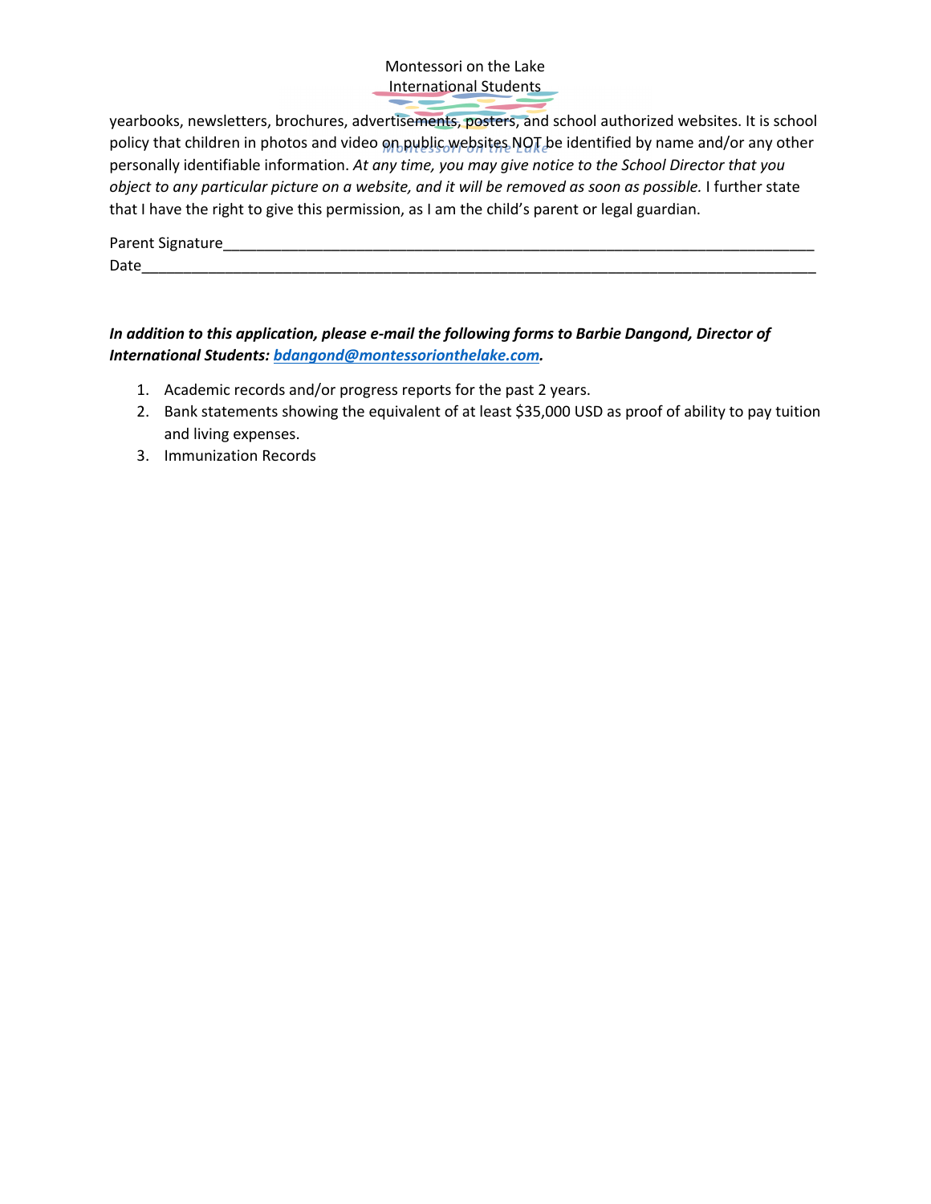yearbooks, newsletters, brochures, advertisements, posters, and school authorized websites. It is school policy that children in photos and video on public websites NOT be identified by name and/or any other personally identifiable information. *At any time, you may give notice to the School Director that you object to any particular picture on a website, and it will be removed as soon as possible.* I further state that I have the right to give this permission, as I am the child's parent or legal guardian.

Parent Signature___________________________________________________________________________

Date______________________________________________________________________________________

***In addition to this application, please e-mail the following forms to Barbie Dangond, Director of International Students: bdangond@montessorionthelake.com.***

1. Academic records and/or progress reports for the past 2 years.
2. Bank statements showing the equivalent of at least $35,000 USD as proof of ability to pay tuition and living expenses.
3. Immunization Records